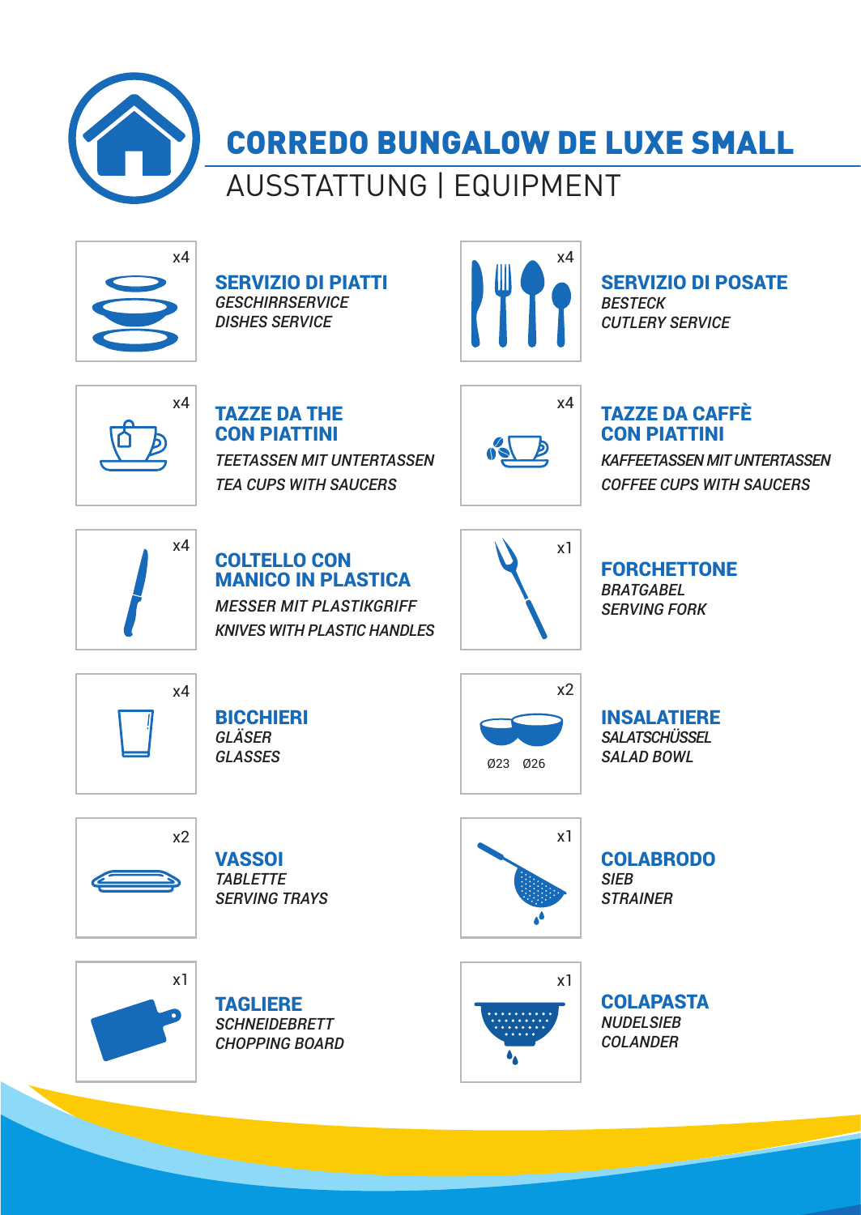# CORREDO BUNGALOW DE LUXE SMALL

## AUSSTATTUNG | EQUIPMENT

x4

**SERVIZIO DI PIATTI**
*GESCHIRRSERVICE*
*DISHES SERVICE*

x4

**SERVIZIO DI POSATE**
*BESTECK*
*CUTLERY SERVICE*

x4

**TAZZE DA THE CON PIATTINI**
*TEETASSEN MIT UNTERTASSEN*
*TEA CUPS WITH SAUCERS*

x4

**TAZZE DA CAFFÈ CON PIATTINI**
*KAFFEETASSEN MIT UNTERTASSEN*
*COFFEE CUPS WITH SAUCERS*

x4

**COLTELLO CON MANICO IN PLASTICA**
*MESSER MIT PLASTIKGRIFF*
*KNIVES WITH PLASTIC HANDLES*

x1

**FORCHETTONE**
*BRATGABEL*
*SERVING FORK*

x4

**BICCHIERI**
*GLÄSER*
*GLASSES*

x2

Ø23 Ø26

**INSALATIERE**
*SALATSCHÜSSEL*
*SALAD BOWL*

x2

**VASSOI**
*TABLETTE*
*SERVING TRAYS*

x1

**COLABRODO**
*SIEB*
*STRAINER*

x1

**TAGLIERE**
*SCHNEIDEBRETT*
*CHOPPING BOARD*

x1

**COLAPASTA**
*NUDELSIEB*
*COLANDER*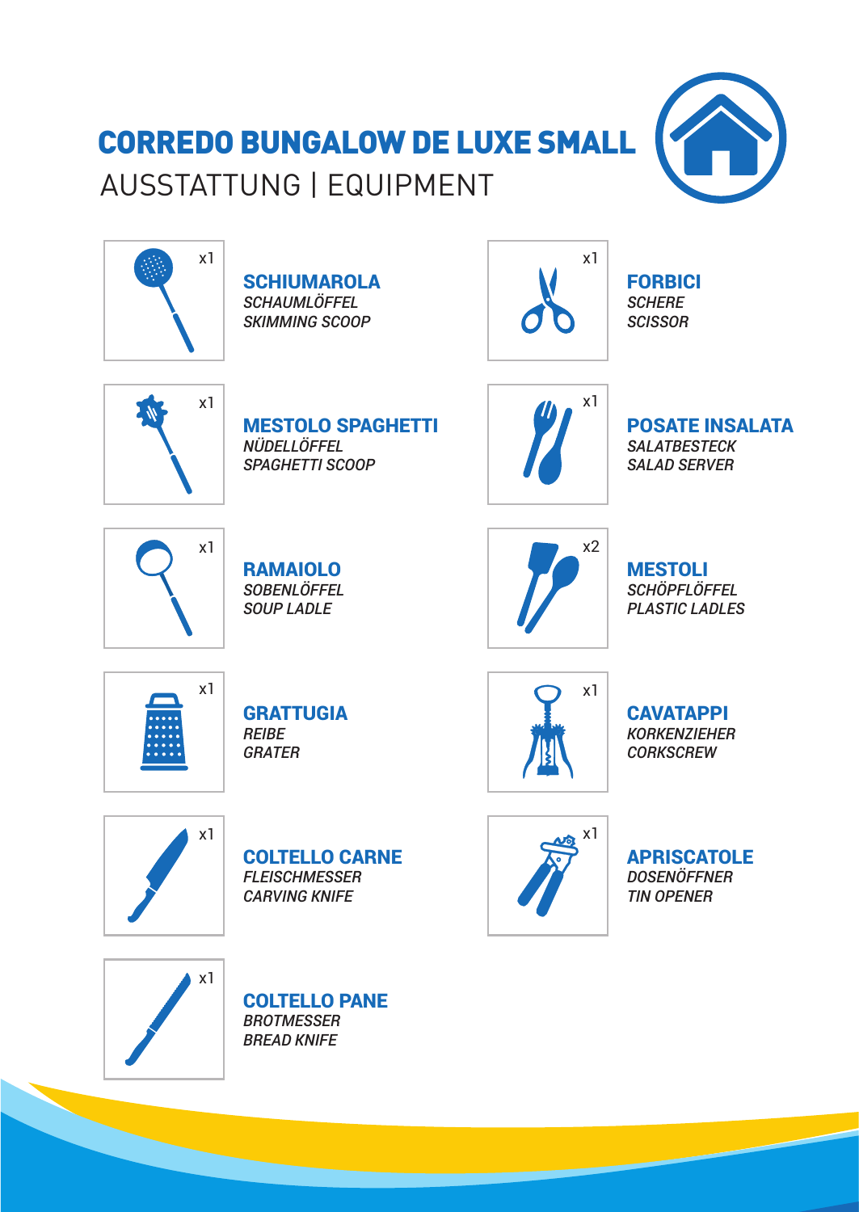# CORREDO BUNGALOW DE LUXE SMALL

## AUSSTATTUNG | EQUIPMENT

x1

**SCHIUMAROLA**
*SCHAUMLÖFFEL*
*SKIMMING SCOOP*

x1

**FORBICI**
*SCHERE*
*SCISSOR*

x1

**MESTOLO SPAGHETTI**
*NÜDELLÖFFEL*
*SPAGHETTI SCOOP*

x1

**POSATE INSALATA**
*SALATBESTECK*
*SALAD SERVER*

x1

**RAMAIOLO**
*SOBENLÖFFEL*
*SOUP LADLE*

x2

**MESTOLI**
*SCHÖPFLÖFFEL*
*PLASTIC LADLES*

x1

**GRATTUGIA**
*REIBE*
*GRATER*

x1

**CAVATAPPI**
*KORKENZIEHER*
*CORKSCREW*

x1

**COLTELLO CARNE**
*FLEISCHMESSER*
*CARVING KNIFE*

x1

**APRISCATOLE**
*DOSENÖFFNER*
*TIN OPENER*

x1

**COLTELLO PANE**
*BROTMESSER*
*BREAD KNIFE*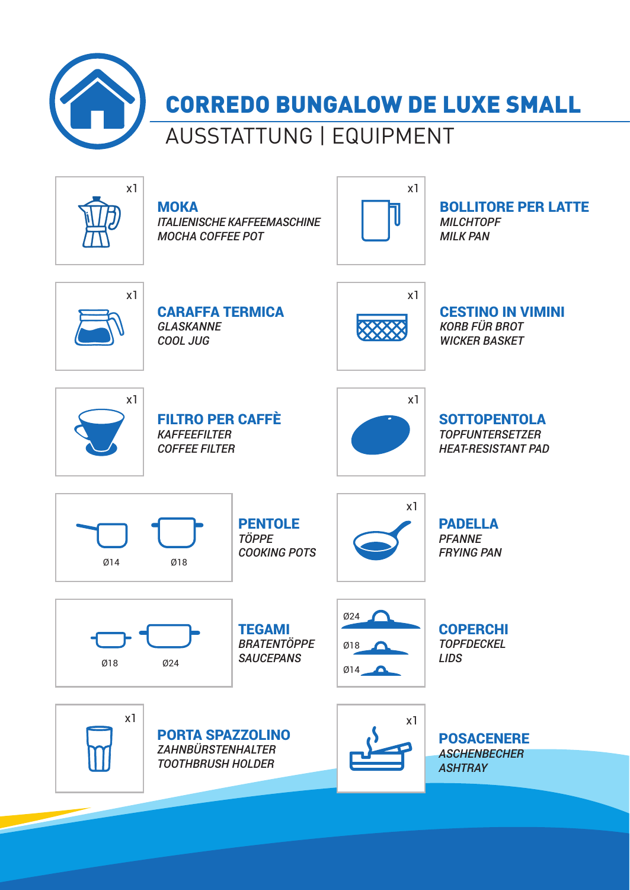# CORREDO BUNGALOW DE LUXE SMALL

## AUSSTATTUNG | EQUIPMENT

x1

**MOKA**
*ITALIENISCHE KAFFEEMASCHINE*
*MOCHA COFFEE POT*

x1

**BOLLITORE PER LATTE**
*MILCHTOPF*
*MILK PAN*

x1

**CARAFFA TERMICA**
*GLASKANNE*
*COOL JUG*

x1

**CESTINO IN VIMINI**
*KORB FÜR BROT*
*WICKER BASKET*

x1

**FILTRO PER CAFFÈ**
*KAFFEEFILTER*
*COFFEE FILTER*

x1

**SOTTOPENTOLA**
*TOPFUNTERSETZER*
*HEAT-RESISTANT PAD*

Ø14 Ø18

**PENTOLE**
*TÖPPE*
*COOKING POTS*

x1

**PADELLA**
*PFANNE*
*FRYING PAN*

Ø18 Ø24

**TEGAMI**
*BRATENTÖPPE*
*SAUCEPANS*

Ø24
Ø18
Ø14

**COPERCHI**
*TOPFDECKEL*
*LIDS*

x1

**PORTA SPAZZOLINO**
*ZAHNBÜRSTENHALTER*
*TOOTHBRUSH HOLDER*

x1

**POSACENERE**
*ASCHENBECHER*
*ASHTRAY*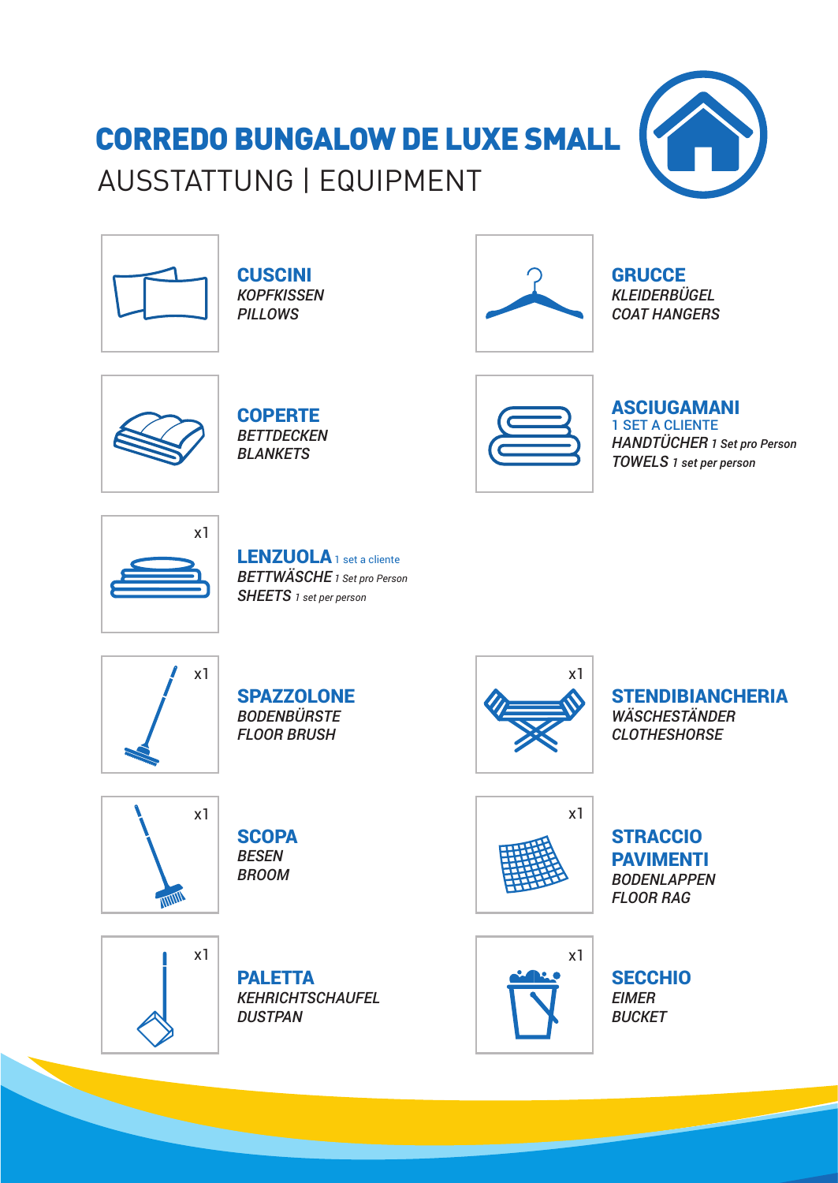# CORREDO BUNGALOW DE LUXE SMALL

AUSSTATTUNG | EQUIPMENT

**CUSCINI**
*KOPFKISSEN*
*PILLOWS*

**GRUCCE**
*KLEIDERBÜGEL*
*COAT HANGERS*

**COPERTE**
*BETTDECKEN*
*BLANKETS*

**ASCIUGAMANI**
1 SET A CLIENTE
*HANDTÜCHER 1 Set pro Person*
*TOWELS 1 set per person*

x1

**LENZUOLA** 1 set a cliente
*BETTWÄSCHE 1 Set pro Person*
*SHEETS 1 set per person*

x1

**SPAZZOLONE**
*BODENBÜRSTE*
*FLOOR BRUSH*

x1

**STENDIBIANCHERIA**
*WÄSCHESTÄNDER*
*CLOTHESHORSE*

x1

**SCOPA**
*BESEN*
*BROOM*

x1

**STRACCIO PAVIMENTI**
*BODENLAPPEN*
*FLOOR RAG*

x1

**PALETTA**
*KEHRICHTSCHAUFEL*
*DUSTPAN*

x1

**SECCHIO**
*EIMER*
*BUCKET*